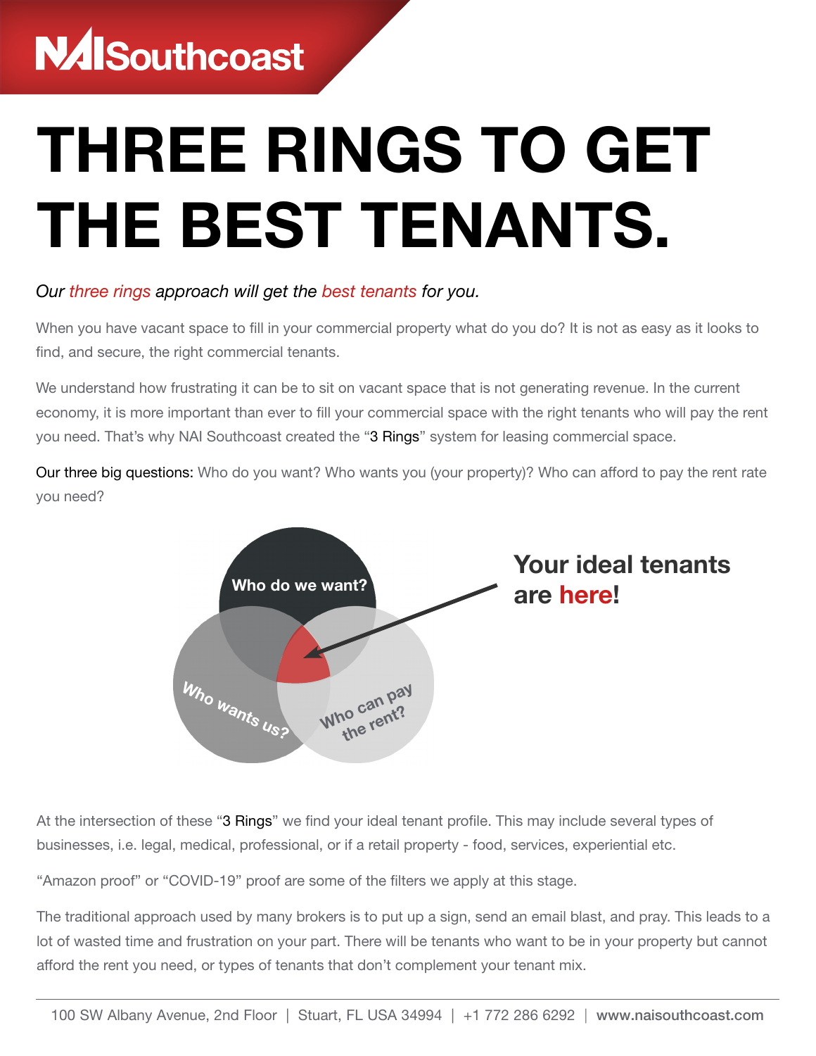# THREE RINGS TO GET THE BEST TENANTS.

*Our three rings approach will get the best tenants for you.*

When you have vacant space to fill in your commercial property what do you do? It is not as easy as it looks to find, and secure, the right commercial tenants.

We understand how frustrating it can be to sit on vacant space that is not generating revenue. In the current economy, it is more important than ever to fill your commercial space with the right tenants who will pay the rent you need. That's why NAI Southcoast created the "3 Rings" system for leasing commercial space.

Our three big questions: Who do you want? Who wants you (your property)? Who can afford to pay the rent rate you need?

Who do we want?

Who wants us?

Who can pay the rent?

**Your ideal tenants are here!**

At the intersection of these "3 Rings" we find your ideal tenant profile. This may include several types of businesses, i.e. legal, medical, professional, or if a retail property - food, services, experiential etc.

"Amazon proof" or "COVID-19" proof are some of the filters we apply at this stage.

The traditional approach used by many brokers is to put up a sign, send an email blast, and pray. This leads to a lot of wasted time and frustration on your part. There will be tenants who want to be in your property but cannot afford the rent you need, or types of tenants that don't complement your tenant mix.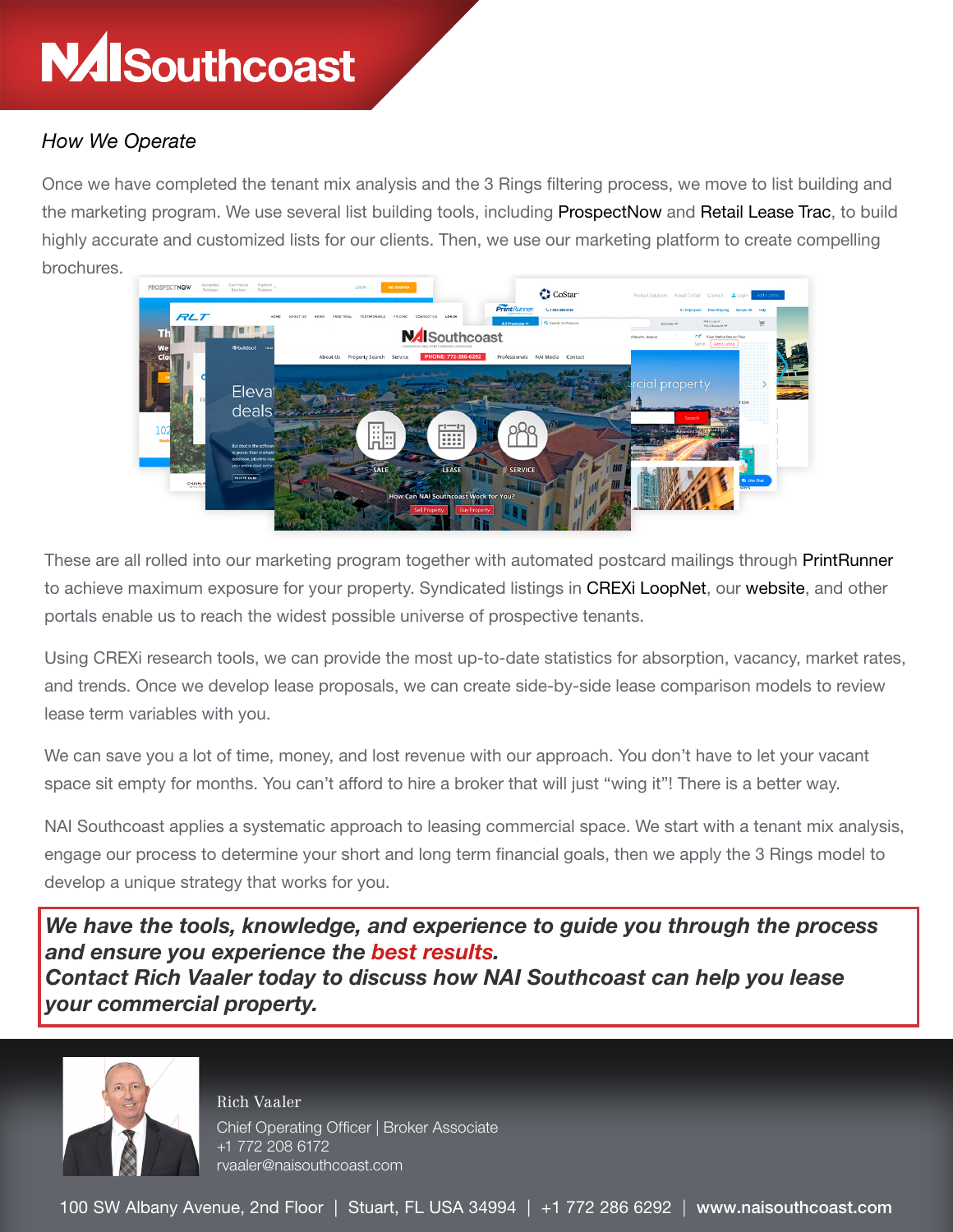*How We Operate*

Once we have completed the tenant mix analysis and the 3 Rings filtering process, we move to list building and the marketing program. We use several list building tools, including ProspectNow and Retail Lease Trac, to build highly accurate and customized lists for our clients. Then, we use our marketing platform to create compelling brochures.

These are all rolled into our marketing program together with automated postcard mailings through PrintRunner to achieve maximum exposure for your property. Syndicated listings in CREXi LoopNet, our website, and other portals enable us to reach the widest possible universe of prospective tenants.

Using CREXi research tools, we can provide the most up-to-date statistics for absorption, vacancy, market rates, and trends. Once we develop lease proposals, we can create side-by-side lease comparison models to review lease term variables with you.

We can save you a lot of time, money, and lost revenue with our approach. You don't have to let your vacant space sit empty for months. You can't afford to hire a broker that will just "wing it"! There is a better way.

NAI Southcoast applies a systematic approach to leasing commercial space. We start with a tenant mix analysis, engage our process to determine your short and long term financial goals, then we apply the 3 Rings model to develop a unique strategy that works for you.

***We have the tools, knowledge, and experience to guide you through the process and ensure you experience the best results.***
***Contact Rich Vaaler today to discuss how NAI Southcoast can help you lease your commercial property.***

Rich Vaaler
Chief Operating Officer | Broker Associate
+1 772 208 6172
rvaaler@naisouthcoast.com

100 SW Albany Avenue, 2nd Floor | Stuart, FL USA 34994 | +1 772 286 6292 | www.naisouthcoast.com